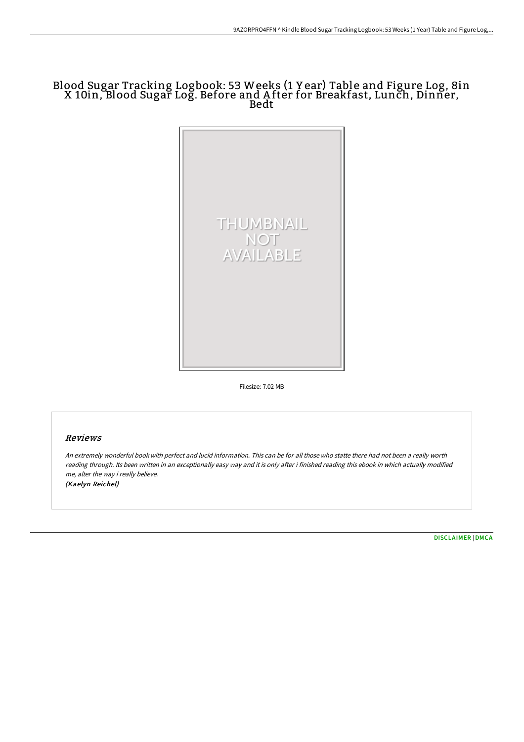# Blood Sugar Tracking Logbook: 53 Weeks (1 Year) Table and Figure Log, 8in X 10in, Blood Sugar Log. Before and After for Breakfast, Lunch, Dinner, Bedt

Filesize: 7.02 MB

## Reviews

*An extremely wonderful book with perfect and lucid information. This can be for all those who statte there had not been a really worth reading through. Its been written in an exceptionally easy way and it is only after i finished reading this ebook in which actually modified me, alter the way i really believe.*
*(Kaelyn Reichel)*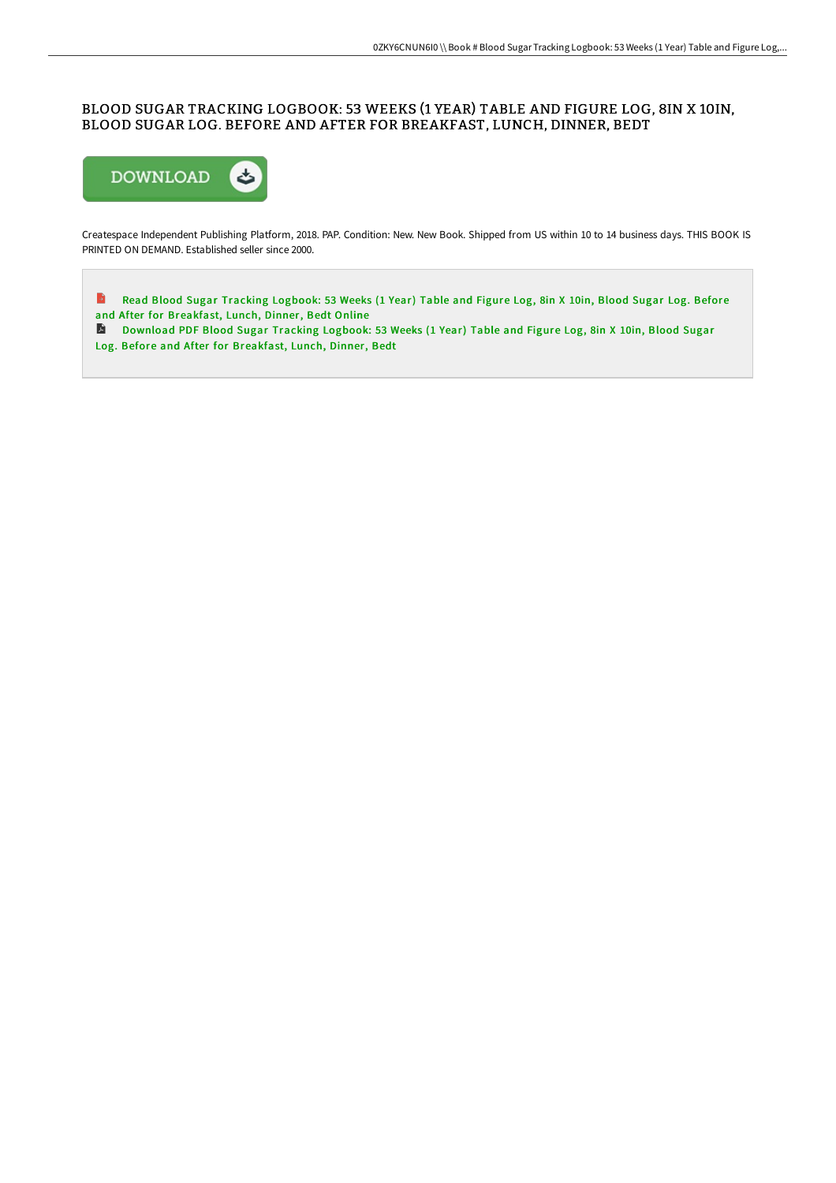# BLOOD SUGAR TRACKING LOGBOOK: 53 WEEKS (1 YEAR) TABLE AND FIGURE LOG, 8IN X 10IN, BLOOD SUGAR LOG. BEFORE AND AFTER FOR BREAKFAST, LUNCH, DINNER, BEDT

DOWNLOAD

Createspace Independent Publishing Platform, 2018. PAP. Condition: New. New Book. Shipped from US within 10 to 14 business days. THIS BOOK IS PRINTED ON DEMAND. Established seller since 2000.

Read Blood Sugar Tracking Logbook: 53 Weeks (1 Year) Table and Figure Log, 8in X 10in, Blood Sugar Log. Before and After for Breakfast, Lunch, Dinner, Bedt Online

Download PDF Blood Sugar Tracking Logbook: 53 Weeks (1 Year) Table and Figure Log, 8in X 10in, Blood Sugar Log. Before and After for Breakfast, Lunch, Dinner, Bedt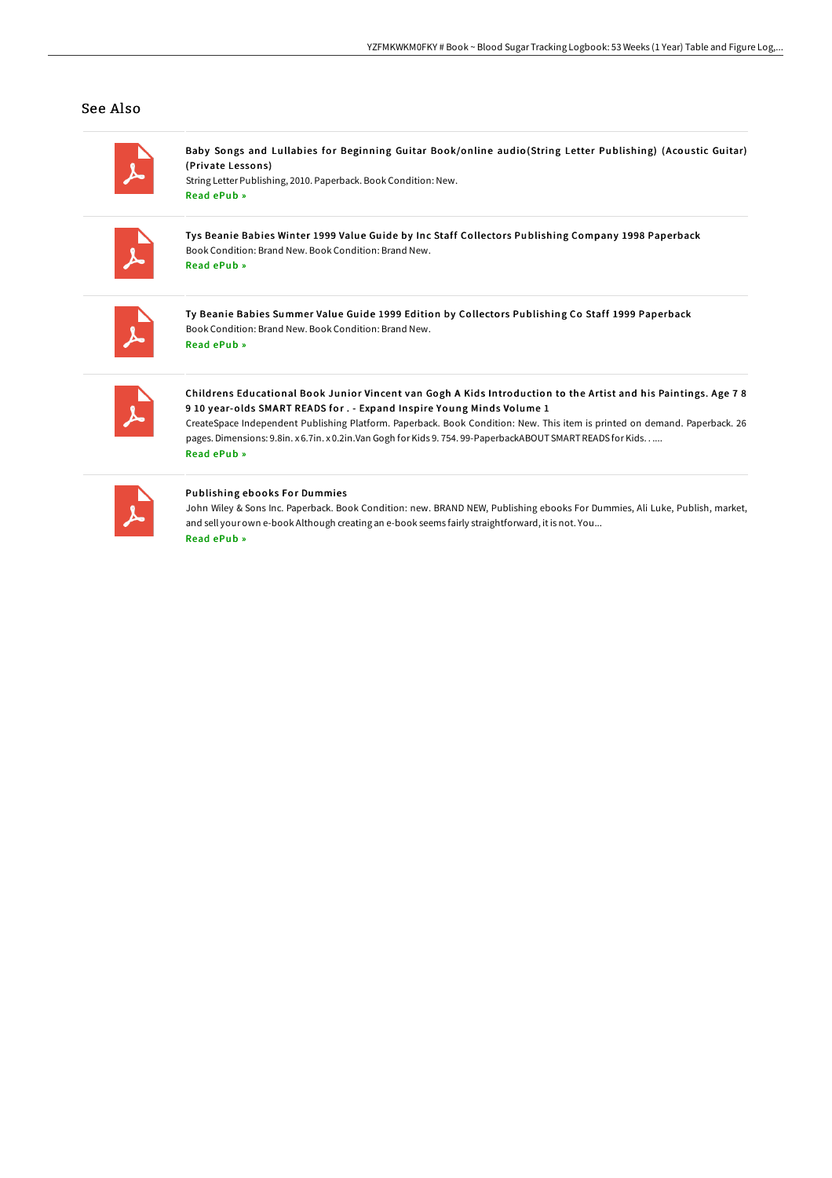## See Also

**Baby Songs and Lullabies for Beginning Guitar Book/online audio(String Letter Publishing) (Acoustic Guitar) (Private Lessons)**

String Letter Publishing, 2010. Paperback. Book Condition: New.

Read ePub »

**Tys Beanie Babies Winter 1999 Value Guide by Inc Staff Collectors Publishing Company 1998 Paperback**

Book Condition: Brand New. Book Condition: Brand New.

Read ePub »

**Ty Beanie Babies Summer Value Guide 1999 Edition by Collectors Publishing Co Staff 1999 Paperback**

Book Condition: Brand New. Book Condition: Brand New.

Read ePub »

**Childrens Educational Book Junior Vincent van Gogh A Kids Introduction to the Artist and his Paintings. Age 7 8 9 10 year-olds SMART READS for . - Expand Inspire Young Minds Volume 1**

CreateSpace Independent Publishing Platform. Paperback. Book Condition: New. This item is printed on demand. Paperback. 26 pages. Dimensions: 9.8in. x 6.7in. x 0.2in.Van Gogh for Kids 9. 754. 99-PaperbackABOUT SMART READS for Kids. . ....

Read ePub »

**Publishing ebooks For Dummies**

John Wiley & Sons Inc. Paperback. Book Condition: new. BRAND NEW, Publishing ebooks For Dummies, Ali Luke, Publish, market, and sell your own e-book Although creating an e-book seems fairly straightforward, it is not. You...

Read ePub »